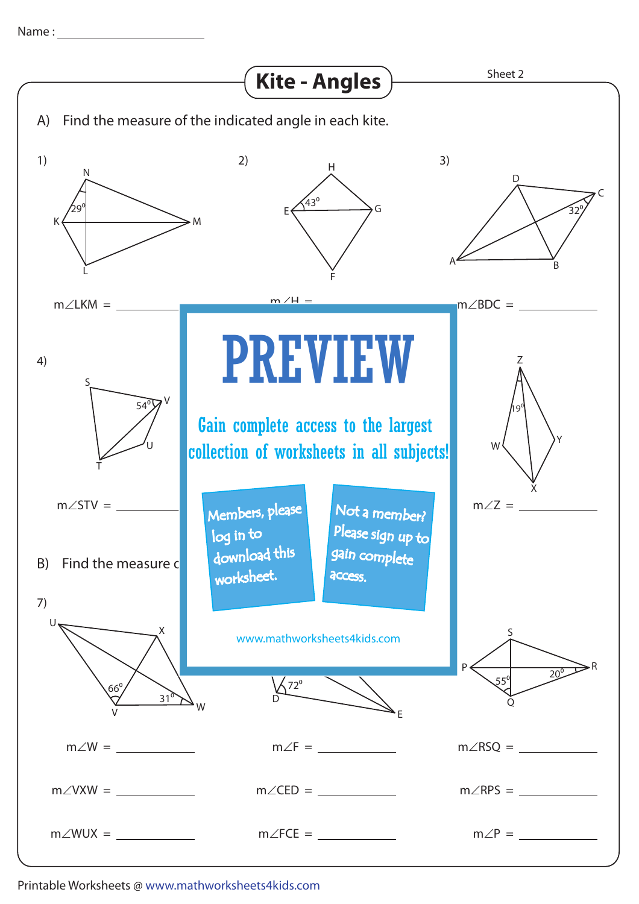Name : ____________________

# Kite - Angles

Sheet 2

A) Find the measure of the indicated angle in each kite.

1) N, K, M, L; $29^0$

$m\angle LKM$ = __________

2) H, E, G, F; $43^0$

$m\angle H$ = 

3) D, C, A, B; $32^0$

$m\angle BDC$ = __________

4) S, V, U, T; $54^0$

$m\angle STV$ = __________

Z, W, Y, X; $19^0$

$m\angle Z$ = __________

PREVIEW

Gain complete access to the largest collection of worksheets in all subjects!

Members, please log in to download this worksheet.

Not a member? Please sign up to gain complete access.

www.mathworksheets4kids.com

B) Find the measure c

7) U, X, V, W; $66^0$, $31^0$

$m\angle W$ = __________

$m\angle VXW$ = __________

$m\angle WUX$ = __________

D, E; $72^0$

$m\angle F$ = __________

$m\angle CED$ = __________

$m\angle FCE$ = __________

S, P, R, Q; $55^0$, $20^0$

$m\angle RSQ$ = __________

$m\angle RPS$ = __________

$m\angle P$ = __________

Printable Worksheets @ www.mathworksheets4kids.com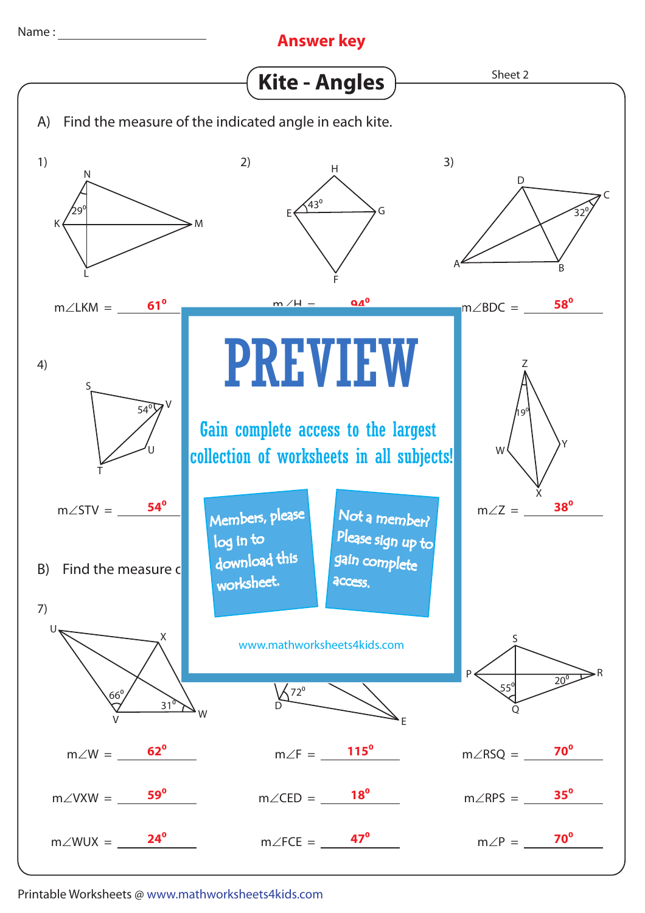Name : ____________________

**Answer key**

# Kite - Angles

Sheet 2

A) Find the measure of the indicated angle in each kite.

1)

N
K
M
L
$29^\circ$

$m\angle LKM$ = **$61^\circ$**

2)

H
E
G
F
$43^\circ$

$m\angle H$ = **$94^\circ$**

3)

D
C
A
B
$32^\circ$

$m\angle BDC$ = **$58^\circ$**

4)

S
V
U
T
$54^\circ$

$m\angle STV$ = **$54^\circ$**

Z
W
Y
X
$19^\circ$

$m\angle Z$ = **$38^\circ$**

# PREVIEW

Gain complete access to the largest collection of worksheets in all subjects!

Members, please log in to download this worksheet.

Not a member? Please sign up to gain complete access.

www.mathworksheets4kids.com

B) Find the measure c

7)

U
X
V
W
$66^\circ$
$31^\circ$

$m\angle W$ = **$62^\circ$**

$m\angle VXW$ = **$59^\circ$**

$m\angle WUX$ = **$24^\circ$**

D
E
$72^\circ$

$m\angle F$ = **$115^\circ$**

$m\angle CED$ = **$18^\circ$**

$m\angle FCE$ = **$47^\circ$**

S
P
R
Q
$55^\circ$
$20^\circ$

$m\angle RSQ$ = **$70^\circ$**

$m\angle RPS$ = **$35^\circ$**

$m\angle P$ = **$70^\circ$**

Printable Worksheets @ www.mathworksheets4kids.com